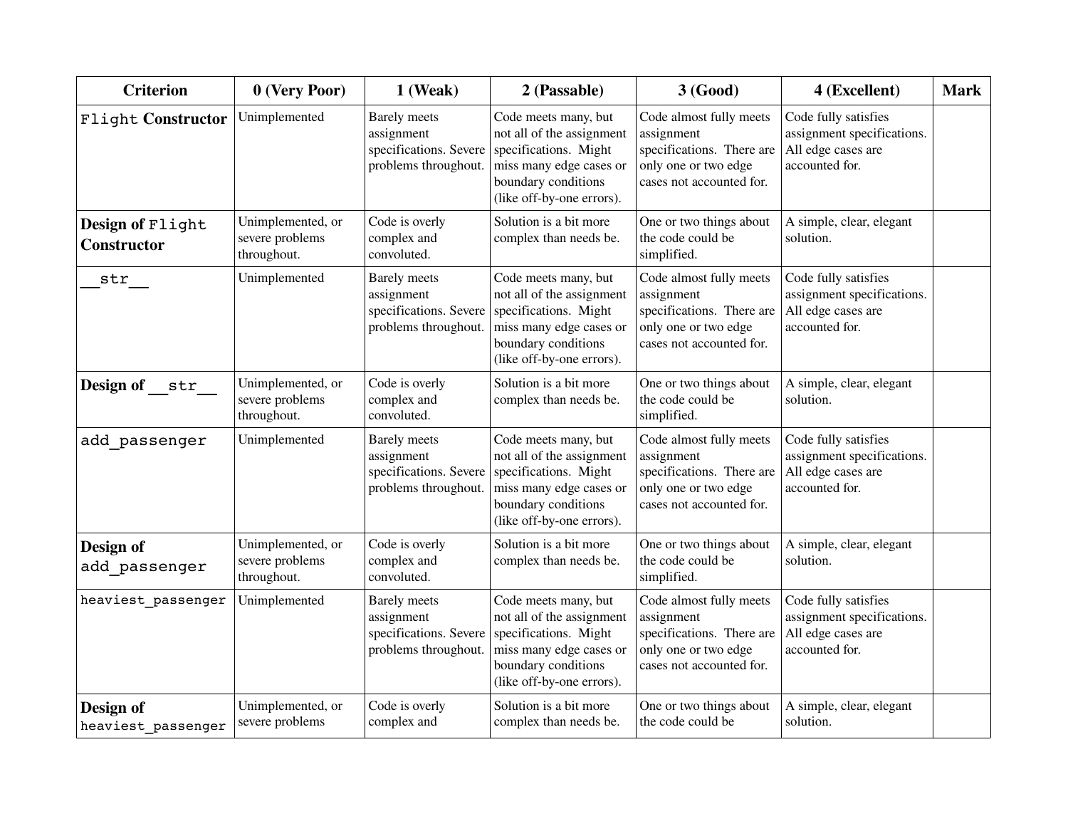| Criterion | 0 (Very Poor) | 1 (Weak) | 2 (Passable) | 3 (Good) | 4 (Excellent) | Mark |
|---|---|---|---|---|---|---|
| `Flight` **Constructor** | Unimplemented | Barely meets assignment specifications. Severe problems throughout. | Code meets many, but not all of the assignment specifications. Might miss many edge cases or boundary conditions (like off-by-one errors). | Code almost fully meets assignment specifications. There are only one or two edge cases not accounted for. | Code fully satisfies assignment specifications. All edge cases are accounted for. | |
| **Design of** `Flight` **Constructor** | Unimplemented, or severe problems throughout. | Code is overly complex and convoluted. | Solution is a bit more complex than needs be. | One or two things about the code could be simplified. | A simple, clear, elegant solution. | |
| `__str__` | Unimplemented | Barely meets assignment specifications. Severe problems throughout. | Code meets many, but not all of the assignment specifications. Might miss many edge cases or boundary conditions (like off-by-one errors). | Code almost fully meets assignment specifications. There are only one or two edge cases not accounted for. | Code fully satisfies assignment specifications. All edge cases are accounted for. | |
| **Design of** `__str__` | Unimplemented, or severe problems throughout. | Code is overly complex and convoluted. | Solution is a bit more complex than needs be. | One or two things about the code could be simplified. | A simple, clear, elegant solution. | |
| `add_passenger` | Unimplemented | Barely meets assignment specifications. Severe problems throughout. | Code meets many, but not all of the assignment specifications. Might miss many edge cases or boundary conditions (like off-by-one errors). | Code almost fully meets assignment specifications. There are only one or two edge cases not accounted for. | Code fully satisfies assignment specifications. All edge cases are accounted for. | |
| **Design of** `add_passenger` | Unimplemented, or severe problems throughout. | Code is overly complex and convoluted. | Solution is a bit more complex than needs be. | One or two things about the code could be simplified. | A simple, clear, elegant solution. | |
| `heaviest_passenger` | Unimplemented | Barely meets assignment specifications. Severe problems throughout. | Code meets many, but not all of the assignment specifications. Might miss many edge cases or boundary conditions (like off-by-one errors). | Code almost fully meets assignment specifications. There are only one or two edge cases not accounted for. | Code fully satisfies assignment specifications. All edge cases are accounted for. | |
| **Design of** `heaviest_passenger` | Unimplemented, or severe problems | Code is overly complex and | Solution is a bit more complex than needs be. | One or two things about the code could be | A simple, clear, elegant solution. | |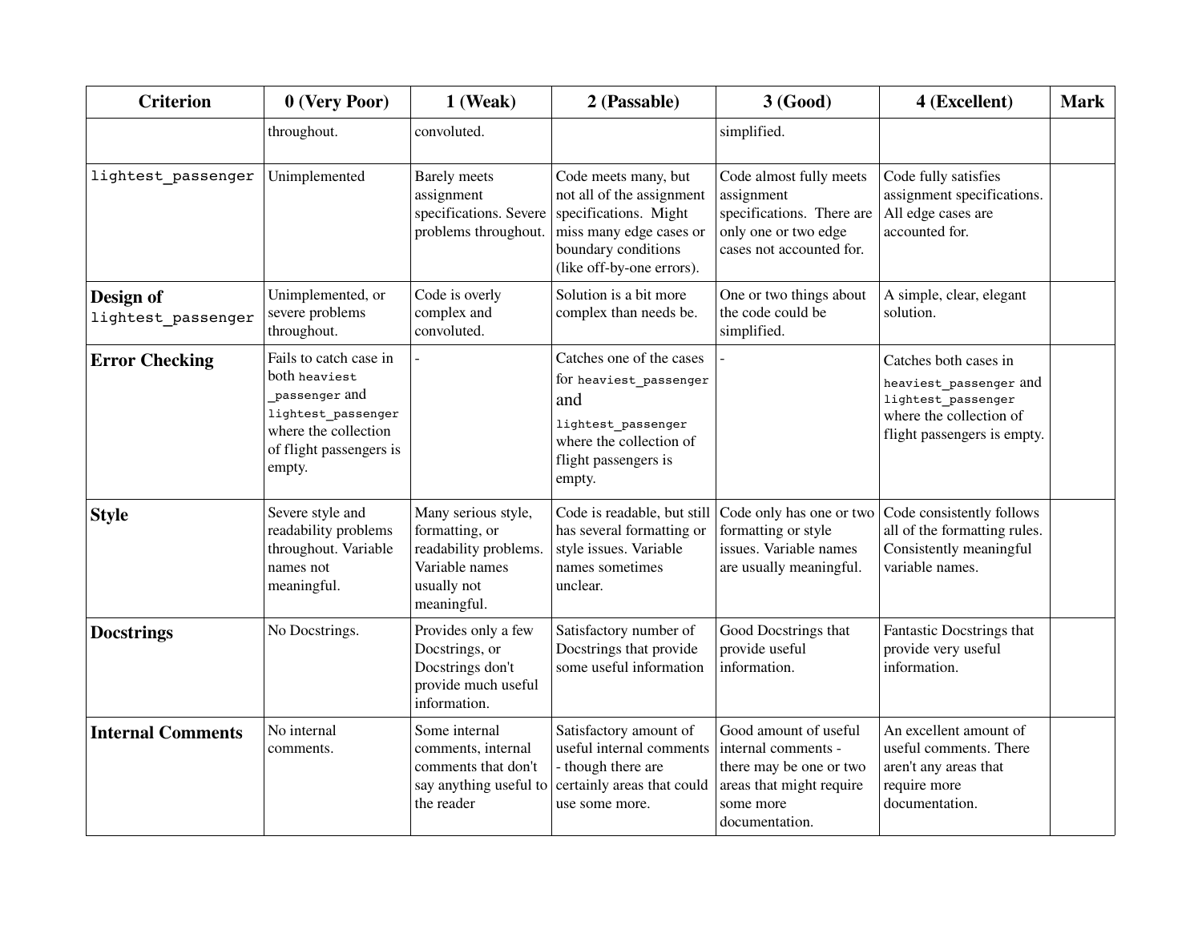| Criterion | 0 (Very Poor) | 1 (Weak) | 2 (Passable) | 3 (Good) | 4 (Excellent) | Mark |
|---|---|---|---|---|---|---|
| | throughout. | convoluted. | | simplified. | | |
| `lightest_passenger` | Unimplemented | Barely meets assignment specifications. Severe problems throughout. | Code meets many, but not all of the assignment specifications. Might miss many edge cases or boundary conditions (like off-by-one errors). | Code almost fully meets assignment specifications. There are only one or two edge cases not accounted for. | Code fully satisfies assignment specifications. All edge cases are accounted for. | |
| **Design of** `lightest_passenger` | Unimplemented, or severe problems throughout. | Code is overly complex and convoluted. | Solution is a bit more complex than needs be. | One or two things about the code could be simplified. | A simple, clear, elegant solution. | |
| **Error Checking** | Fails to catch case in both `heaviest_passenger` and `lightest_passenger` where the collection of flight passengers is empty. | - | Catches one of the cases for `heaviest_passenger` and `lightest_passenger` where the collection of flight passengers is empty. | - | Catches both cases in `heaviest_passenger` and `lightest_passenger` where the collection of flight passengers is empty. | |
| **Style** | Severe style and readability problems throughout. Variable names not meaningful. | Many serious style, formatting, or readability problems. Variable names usually not meaningful. | Code is readable, but still has several formatting or style issues. Variable names sometimes unclear. | Code only has one or two formatting or style issues. Variable names are usually meaningful. | Code consistently follows all of the formatting rules. Consistently meaningful variable names. | |
| **Docstrings** | No Docstrings. | Provides only a few Docstrings, or Docstrings don't provide much useful information. | Satisfactory number of Docstrings that provide some useful information | Good Docstrings that provide useful information. | Fantastic Docstrings that provide very useful information. | |
| **Internal Comments** | No internal comments. | Some internal comments, internal comments that don't say anything useful to the reader | Satisfactory amount of useful internal comments - though there are certainly areas that could use some more. | Good amount of useful internal comments - there may be one or two areas that might require some more documentation. | An excellent amount of useful comments. There aren't any areas that require more documentation. | |